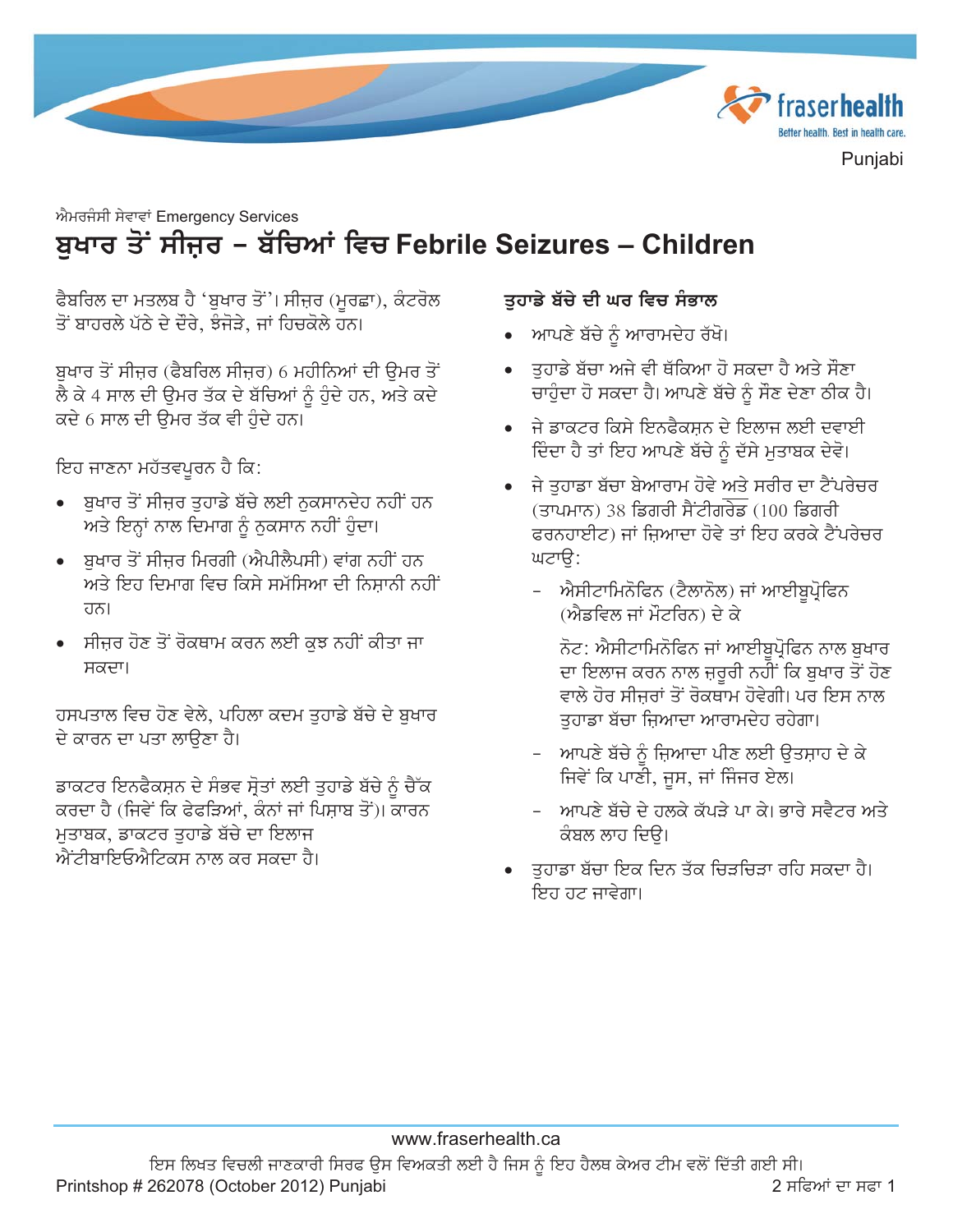ਐਮਰਜੰਸੀ ਸੇਵਾਵਾਂ Emergency Services

# ਬੁਖਾਰ ਤੋਂ ਸੀਜ਼ਰ – ਬੱਚਿਆਂ ਵਿਚ Febrile Seizures – Children

ਫੈਬਰਿਲ ਦਾ ਮਤਲਬ ਹੈ 'ਬੁਖਾਰ ਤੋਂ'। ਸੀਜ਼ਰ (ਮੂਰਛਾ), ਕੰਟਰੋਲ ਤੋਂ ਬਾਹਰਲੇ ਪੱਠੇ ਦੇ ਦੌਰੇ, ਝੰਜੋੜੇ, ਜਾਂ ਹਿਚਕੋਲੇ ਹਨ।

ਬੁਖਾਰ ਤੋਂ ਸੀਜ਼ਰ (ਫੈਬਰਿਲ ਸੀਜ਼ਰ) 6 ਮਹੀਨਿਆਂ ਦੀ ਉਮਰ ਤੋਂ ਲੈ ਕੇ 4 ਸਾਲ ਦੀ ਉਮਰ ਤੱਕ ਦੇ ਬੱਚਿਆਂ ਨੂੰ ਹੁੰਦੇ ਹਨ, ਅਤੇ ਕਦੇ ਕਦੇ 6 ਸਾਲ ਦੀ ਉਮਰ ਤੱਕ ਵੀ ਹੁੰਦੇ ਹਨ।

ਇਹ ਜਾਣਨਾ ਮਹੱਤਵਪੂਰਨ ਹੈ ਕਿ:

- ਬੁਖਾਰ ਤੋਂ ਸੀਜ਼ਰ ਤੁਹਾਡੇ ਬੱਚੇ ਲਈ ਨੁਕਸਾਨਦੇਹ ਨਹੀਂ ਹਨ ਅਤੇ ਇਨ੍ਹਾਂ ਨਾਲ ਦਿਮਾਗ ਨੂੰ ਨੁਕਸਾਨ ਨਹੀਂ ਹੁੰਦਾ।
- ਬੁਖਾਰ ਤੋਂ ਸੀਜ਼ਰ ਮਿਰਗੀ (ਐਪੀਲੈਪਸੀ) ਵਾਂਗ ਨਹੀਂ ਹਨ ਅਤੇ ਇਹ ਦਿਮਾਗ ਵਿਚ ਕਿਸੇ ਸਮੱਸਿਆ ਦੀ ਨਿਸ਼ਾਨੀ ਨਹੀਂ ਹਨ।
- ਸੀਜ਼ਰ ਹੋਣ ਤੋਂ ਰੋਕਥਾਮ ਕਰਨ ਲਈ ਕੁਝ ਨਹੀਂ ਕੀਤਾ ਜਾ ਸਕਦਾ।

ਹਸਪਤਾਲ ਵਿਚ ਹੋਣ ਵੇਲੇ, ਪਹਿਲਾ ਕਦਮ ਤੁਹਾਡੇ ਬੱਚੇ ਦੇ ਬੁਖਾਰ ਦੇ ਕਾਰਨ ਦਾ ਪਤਾ ਲਾਉਣਾ ਹੈ।

ਡਾਕਟਰ ਇਨਫੈਕਸ਼ਨ ਦੇ ਸੰਭਵ ਸ੍ਰੋਤਾਂ ਲਈ ਤੁਹਾਡੇ ਬੱਚੇ ਨੂੰ ਚੈੱਕ ਕਰਦਾ ਹੈ (ਜਿਵੇਂ ਕਿ ਫੇਫੜਿਆਂ, ਕੰਨਾਂ ਜਾਂ ਪਿਸ਼ਾਬ ਤੋਂ)। ਕਾਰਨ ਮੁਤਾਬਕ, ਡਾਕਟਰ ਤੁਹਾਡੇ ਬੱਚੇ ਦਾ ਇਲਾਜ ਐਂਟੀਬਾਇਓਐਟਿਕਸ ਨਾਲ ਕਰ ਸਕਦਾ ਹੈ।

## ਤੁਹਾਡੇ ਬੱਚੇ ਦੀ ਘਰ ਵਿਚ ਸੰਭਾਲ

- ਆਪਣੇ ਬੱਚੇ ਨੂੰ ਆਰਾਮਦੇਹ ਰੱਖੋ।
- ਤੁਹਾਡੇ ਬੱਚਾ ਅਜੇ ਵੀ ਥੱਕਿਆ ਹੋ ਸਕਦਾ ਹੈ ਅਤੇ ਸੌਣਾ ਚਾਹੁੰਦਾ ਹੋ ਸਕਦਾ ਹੈ। ਆਪਣੇ ਬੱਚੇ ਨੂੰ ਸੌਣ ਦੇਣਾ ਠੀਕ ਹੈ।
- ਜੇ ਡਾਕਟਰ ਕਿਸੇ ਇਨਫੈਕਸ਼ਨ ਦੇ ਇਲਾਜ ਲਈ ਦਵਾਈ ਦਿੰਦਾ ਹੈ ਤਾਂ ਇਹ ਆਪਣੇ ਬੱਚੇ ਨੂੰ ਦੱਸੇ ਮੁਤਾਬਕ ਦੇਵੋ।
- ਜੇ ਤੁਹਾਡਾ ਬੱਚਾ ਬੇਆਰਾਮ ਹੋਵੇ ਅਤੇ ਸਰੀਰ ਦਾ ਟੈਂਪਰੇਚਰ (ਤਾਪਮਾਨ) 38 ਡਿਗਰੀ ਸੈਂਟੀਗਰੇਡ (100 ਡਿਗਰੀ ਫਰਨਹਾਈਟ) ਜਾਂ ਜ਼ਿਆਦਾ ਹੋਵੇ ਤਾਂ ਇਹ ਕਰਕੇ ਟੈਂਪਰੇਚਰ ਘਟਾਉ:
  - ਐਸੀਟਾਮਿਨੋਫਿਨ (ਟੈਲਾਨੋਲ) ਜਾਂ ਆਈਬੂਪ੍ਰੋਫਿਨ (ਐਡਵਿਲ ਜਾਂ ਮੌਟਰਿਨ) ਦੇ ਕੇ

    ਨੋਟ: ਐਸੀਟਾਮਿਨੋਫਿਨ ਜਾਂ ਆਈਬੂਪ੍ਰੋਫਿਨ ਨਾਲ ਬੁਖਾਰ ਦਾ ਇਲਾਜ ਕਰਨ ਨਾਲ ਜ਼ਰੂਰੀ ਨਹੀਂ ਕਿ ਬੁਖਾਰ ਤੋਂ ਹੋਣ ਵਾਲੇ ਹੋਰ ਸੀਜ਼ਰਾਂ ਤੋਂ ਰੋਕਥਾਮ ਹੋਵੇਗੀ। ਪਰ ਇਸ ਨਾਲ ਤੁਹਾਡਾ ਬੱਚਾ ਜ਼ਿਆਦਾ ਆਰਾਮਦੇਹ ਰਹੇਗਾ।
  - ਆਪਣੇ ਬੱਚੇ ਨੂੰ ਜ਼ਿਆਦਾ ਪੀਣ ਲਈ ਉਤਸ਼ਾਹ ਦੇ ਕੇ ਜਿਵੇਂ ਕਿ ਪਾਣੀ, ਜੂਸ, ਜਾਂ ਜਿੰਜਰ ਏਲ।
  - ਆਪਣੇ ਬੱਚੇ ਦੇ ਹਲਕੇ ਕੱਪੜੇ ਪਾ ਕੇ। ਭਾਰੇ ਸਵੈਟਰ ਅਤੇ ਕੰਬਲ ਲਾਹ ਦਿਉ।
- ਤੁਹਾਡਾ ਬੱਚਾ ਇਕ ਦਿਨ ਤੱਕ ਚਿੜਚਿੜਾ ਰਹਿ ਸਕਦਾ ਹੈ। ਇਹ ਹਟ ਜਾਵੇਗਾ।

www.fraserhealth.ca

ਇਸ ਲਿਖਤ ਵਿਚਲੀ ਜਾਣਕਾਰੀ ਸਿਰਫ ਉਸ ਵਿਅਕਤੀ ਲਈ ਹੈ ਜਿਸ ਨੂੰ ਇਹ ਹੈਲਥ ਕੇਅਰ ਟੀਮ ਵਲੋਂ ਦਿੱਤੀ ਗਈ ਸੀ।

Printshop # 262078 (October 2012) Punjabi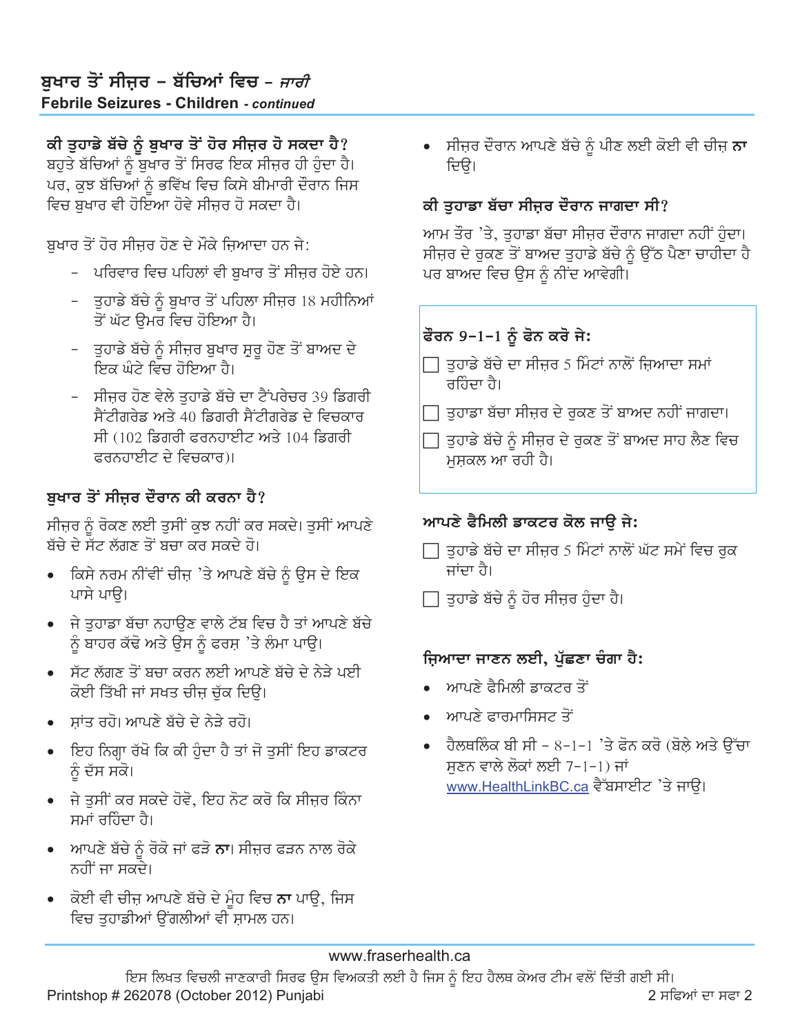## ਬੁਖਾਰ ਤੋਂ ਸੀਜ਼ਰ – ਬੱਚਿਆਂ ਵਿਚ – *ਜਾਰੀ*
**Febrile Seizures - Children** ***- continued***

### ਕੀ ਤੁਹਾਡੇ ਬੱਚੇ ਨੂੰ ਬੁਖਾਰ ਤੋਂ ਹੋਰ ਸੀਜ਼ਰ ਹੋ ਸਕਦਾ ਹੈ?

ਬਹੁਤੇ ਬੱਚਿਆਂ ਨੂੰ ਬੁਖਾਰ ਤੋਂ ਸਿਰਫ ਇਕ ਸੀਜ਼ਰ ਹੀ ਹੁੰਦਾ ਹੈ। ਪਰ, ਕੁਝ ਬੱਚਿਆਂ ਨੂੰ ਭਵਿੱਖ ਵਿਚ ਕਿਸੇ ਬੀਮਾਰੀ ਦੌਰਾਨ ਜਿਸ ਵਿਚ ਬੁਖਾਰ ਵੀ ਹੋਇਆ ਹੋਵੇ ਸੀਜ਼ਰ ਹੋ ਸਕਦਾ ਹੈ।

ਬੁਖਾਰ ਤੋਂ ਹੋਰ ਸੀਜ਼ਰ ਹੋਣ ਦੇ ਮੌਕੇ ਜ਼ਿਆਦਾ ਹਨ ਜੇ:

- ਪਰਿਵਾਰ ਵਿਚ ਪਹਿਲਾਂ ਵੀ ਬੁਖਾਰ ਤੋਂ ਸੀਜ਼ਰ ਹੋਏ ਹਨ।
- ਤੁਹਾਡੇ ਬੱਚੇ ਨੂੰ ਬੁਖਾਰ ਤੋਂ ਪਹਿਲਾ ਸੀਜ਼ਰ 18 ਮਹੀਨਿਆਂ ਤੋਂ ਘੱਟ ਉਮਰ ਵਿਚ ਹੋਇਆ ਹੈ।
- ਤੁਹਾਡੇ ਬੱਚੇ ਨੂੰ ਸੀਜ਼ਰ ਬੁਖਾਰ ਸ਼ੁਰੂ ਹੋਣ ਤੋਂ ਬਾਅਦ ਦੇ ਇਕ ਘੰਟੇ ਵਿਚ ਹੋਇਆ ਹੈ।
- ਸੀਜ਼ਰ ਹੋਣ ਵੇਲੇ ਤੁਹਾਡੇ ਬੱਚੇ ਦਾ ਟੈਂਪਰੇਚਰ 39 ਡਿਗਰੀ ਸੈਂਟੀਗਰੇਡ ਅਤੇ 40 ਡਿਗਰੀ ਸੈਂਟੀਗਰੇਡ ਦੇ ਵਿਚਕਾਰ ਸੀ (102 ਡਿਗਰੀ ਫਰਨਹਾਈਟ ਅਤੇ 104 ਡਿਗਰੀ ਫਰਨਹਾਈਟ ਦੇ ਵਿਚਕਾਰ)।

### ਬੁਖਾਰ ਤੋਂ ਸੀਜ਼ਰ ਦੌਰਾਨ ਕੀ ਕਰਨਾ ਹੈ?

ਸੀਜ਼ਰ ਨੂੰ ਰੋਕਣ ਲਈ ਤੁਸੀਂ ਕੁਝ ਨਹੀਂ ਕਰ ਸਕਦੇ। ਤੁਸੀਂ ਆਪਣੇ ਬੱਚੇ ਦੇ ਸੱਟ ਲੱਗਣ ਤੋਂ ਬਚਾ ਕਰ ਸਕਦੇ ਹੋ।

- ਕਿਸੇ ਨਰਮ ਨੀਂਵੀਂ ਚੀਜ਼ 'ਤੇ ਆਪਣੇ ਬੱਚੇ ਨੂੰ ਉਸ ਦੇ ਇਕ ਪਾਸੇ ਪਾਉ।
- ਜੇ ਤੁਹਾਡਾ ਬੱਚਾ ਨਹਾਉਣ ਵਾਲੇ ਟੱਬ ਵਿਚ ਹੈ ਤਾਂ ਆਪਣੇ ਬੱਚੇ ਨੂੰ ਬਾਹਰ ਕੱਢੋ ਅਤੇ ਉਸ ਨੂੰ ਫਰਸ਼ 'ਤੇ ਲੰਮਾ ਪਾਉ।
- ਸੱਟ ਲੱਗਣ ਤੋਂ ਬਚਾ ਕਰਨ ਲਈ ਆਪਣੇ ਬੱਚੇ ਦੇ ਨੇੜੇ ਪਈ ਕੋਈ ਤਿੱਖੀ ਜਾਂ ਸਖਤ ਚੀਜ਼ ਚੁੱਕ ਦਿਉ।
- ਸ਼ਾਂਤ ਰਹੋ। ਆਪਣੇ ਬੱਚੇ ਦੇ ਨੇੜੇ ਰਹੋ।
- ਇਹ ਨਿਗ੍ਹਾ ਰੱਖੋ ਕਿ ਕੀ ਹੁੰਦਾ ਹੈ ਤਾਂ ਜੋ ਤੁਸੀਂ ਇਹ ਡਾਕਟਰ ਨੂੰ ਦੱਸ ਸਕੋ।
- ਜੇ ਤੁਸੀਂ ਕਰ ਸਕਦੇ ਹੋਵੋ, ਇਹ ਨੋਟ ਕਰੋ ਕਿ ਸੀਜ਼ਰ ਕਿੰਨਾ ਸਮਾਂ ਰਹਿੰਦਾ ਹੈ।
- ਆਪਣੇ ਬੱਚੇ ਨੂੰ ਰੋਕੋ ਜਾਂ ਫੜੋ **ਨਾ**। ਸੀਜ਼ਰ ਫੜਨ ਨਾਲ ਰੋਕੇ ਨਹੀਂ ਜਾ ਸਕਦੇ।
- ਕੋਈ ਵੀ ਚੀਜ਼ ਆਪਣੇ ਬੱਚੇ ਦੇ ਮੂੰਹ ਵਿਚ **ਨਾ** ਪਾਉ, ਜਿਸ ਵਿਚ ਤੁਹਾਡੀਆਂ ਉਂਗਲੀਆਂ ਵੀ ਸ਼ਾਮਲ ਹਨ।
- ਸੀਜ਼ਰ ਦੌਰਾਨ ਆਪਣੇ ਬੱਚੇ ਨੂੰ ਪੀਣ ਲਈ ਕੋਈ ਵੀ ਚੀਜ਼ **ਨਾ** ਦਿਉ।

### ਕੀ ਤੁਹਾਡਾ ਬੱਚਾ ਸੀਜ਼ਰ ਦੌਰਾਨ ਜਾਗਦਾ ਸੀ?

ਆਮ ਤੌਰ 'ਤੇ, ਤੁਹਾਡਾ ਬੱਚਾ ਸੀਜ਼ਰ ਦੌਰਾਨ ਜਾਗਦਾ ਨਹੀਂ ਹੁੰਦਾ। ਸੀਜ਼ਰ ਦੇ ਰੁਕਣ ਤੋਂ ਬਾਅਦ ਤੁਹਾਡੇ ਬੱਚੇ ਨੂੰ ਉੱਠ ਪੈਣਾ ਚਾਹੀਦਾ ਹੈ ਪਰ ਬਾਅਦ ਵਿਚ ਉਸ ਨੂੰ ਨੀਂਦ ਆਵੇਗੀ।

### ਫੌਰਨ 9-1-1 ਨੂੰ ਫੋਨ ਕਰੋ ਜੇ:

- ☐ ਤੁਹਾਡੇ ਬੱਚੇ ਦਾ ਸੀਜ਼ਰ 5 ਮਿੰਟਾਂ ਨਾਲੋਂ ਜ਼ਿਆਦਾ ਸਮਾਂ ਰਹਿੰਦਾ ਹੈ।
- ☐ ਤੁਹਾਡਾ ਬੱਚਾ ਸੀਜ਼ਰ ਦੇ ਰੁਕਣ ਤੋਂ ਬਾਅਦ ਨਹੀਂ ਜਾਗਦਾ।
- ☐ ਤੁਹਾਡੇ ਬੱਚੇ ਨੂੰ ਸੀਜ਼ਰ ਦੇ ਰੁਕਣ ਤੋਂ ਬਾਅਦ ਸਾਹ ਲੈਣ ਵਿਚ ਮੁਸ਼ਕਲ ਆ ਰਹੀ ਹੈ।

### ਆਪਣੇ ਫੈਮਿਲੀ ਡਾਕਟਰ ਕੋਲ ਜਾਉ ਜੇ:

- ☐ ਤੁਹਾਡੇ ਬੱਚੇ ਦਾ ਸੀਜ਼ਰ 5 ਮਿੰਟਾਂ ਨਾਲੋਂ ਘੱਟ ਸਮੇਂ ਵਿਚ ਰੁਕ ਜਾਂਦਾ ਹੈ।
- ☐ ਤੁਹਾਡੇ ਬੱਚੇ ਨੂੰ ਹੋਰ ਸੀਜ਼ਰ ਹੁੰਦਾ ਹੈ।

### ਜ਼ਿਆਦਾ ਜਾਣਨ ਲਈ, ਪੁੱਛਣਾ ਚੰਗਾ ਹੈ:

- ਆਪਣੇ ਫੈਮਿਲੀ ਡਾਕਟਰ ਤੋਂ
- ਆਪਣੇ ਫਾਰਮਾਸਿਸਟ ਤੋਂ
- ਹੈਲਥਲਿੰਕ ਬੀ ਸੀ – 8-1-1 'ਤੇ ਫੋਨ ਕਰੋ (ਬੋਲ਼ੇ ਅਤੇ ਉੱਚਾ ਸੁਣਨ ਵਾਲੇ ਲੋਕਾਂ ਲਈ 7-1-1) ਜਾਂ www.HealthLinkBC.ca ਵੈੱਬਸਾਈਟ 'ਤੇ ਜਾਉ।

www.fraserhealth.ca

ਇਸ ਲਿਖਤ ਵਿਚਲੀ ਜਾਣਕਾਰੀ ਸਿਰਫ ਉਸ ਵਿਅਕਤੀ ਲਈ ਹੈ ਜਿਸ ਨੂੰ ਇਹ ਹੈਲਥ ਕੇਅਰ ਟੀਮ ਵਲੋਂ ਦਿੱਤੀ ਗਈ ਸੀ।

Printshop # 262078 (October 2012) Punjabi